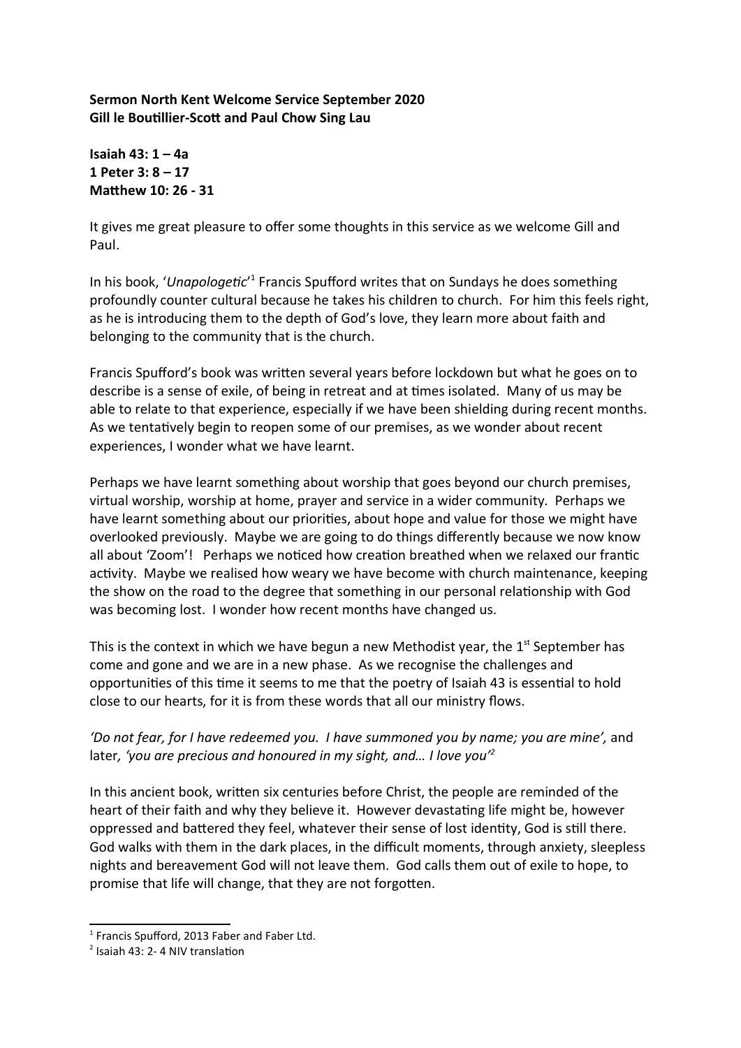**Sermon North Kent Welcome Service September 2020**
**Gill le Boutillier-Scott and Paul Chow Sing Lau**

**Isaiah 43: 1 – 4a**
**1 Peter 3: 8 – 17**
**Matthew 10: 26 - 31**

It gives me great pleasure to offer some thoughts in this service as we welcome Gill and Paul.

In his book, '*Unapologetic*'[1] Francis Spufford writes that on Sundays he does something profoundly counter cultural because he takes his children to church. For him this feels right, as he is introducing them to the depth of God's love, they learn more about faith and belonging to the community that is the church.

Francis Spufford's book was written several years before lockdown but what he goes on to describe is a sense of exile, of being in retreat and at times isolated. Many of us may be able to relate to that experience, especially if we have been shielding during recent months. As we tentatively begin to reopen some of our premises, as we wonder about recent experiences, I wonder what we have learnt.

Perhaps we have learnt something about worship that goes beyond our church premises, virtual worship, worship at home, prayer and service in a wider community. Perhaps we have learnt something about our priorities, about hope and value for those we might have overlooked previously. Maybe we are going to do things differently because we now know all about 'Zoom'! Perhaps we noticed how creation breathed when we relaxed our frantic activity. Maybe we realised how weary we have become with church maintenance, keeping the show on the road to the degree that something in our personal relationship with God was becoming lost. I wonder how recent months have changed us.

This is the context in which we have begun a new Methodist year, the 1st September has come and gone and we are in a new phase. As we recognise the challenges and opportunities of this time it seems to me that the poetry of Isaiah 43 is essential to hold close to our hearts, for it is from these words that all our ministry flows.

*'Do not fear, for I have redeemed you. I have summoned you by name; you are mine',* and later*, 'you are precious and honoured in my sight, and… I love you'*[2]

In this ancient book, written six centuries before Christ, the people are reminded of the heart of their faith and why they believe it. However devastating life might be, however oppressed and battered they feel, whatever their sense of lost identity, God is still there. God walks with them in the dark places, in the difficult moments, through anxiety, sleepless nights and bereavement God will not leave them. God calls them out of exile to hope, to promise that life will change, that they are not forgotten.

---

[1] Francis Spufford, 2013 Faber and Faber Ltd.
[2] Isaiah 43: 2- 4 NIV translation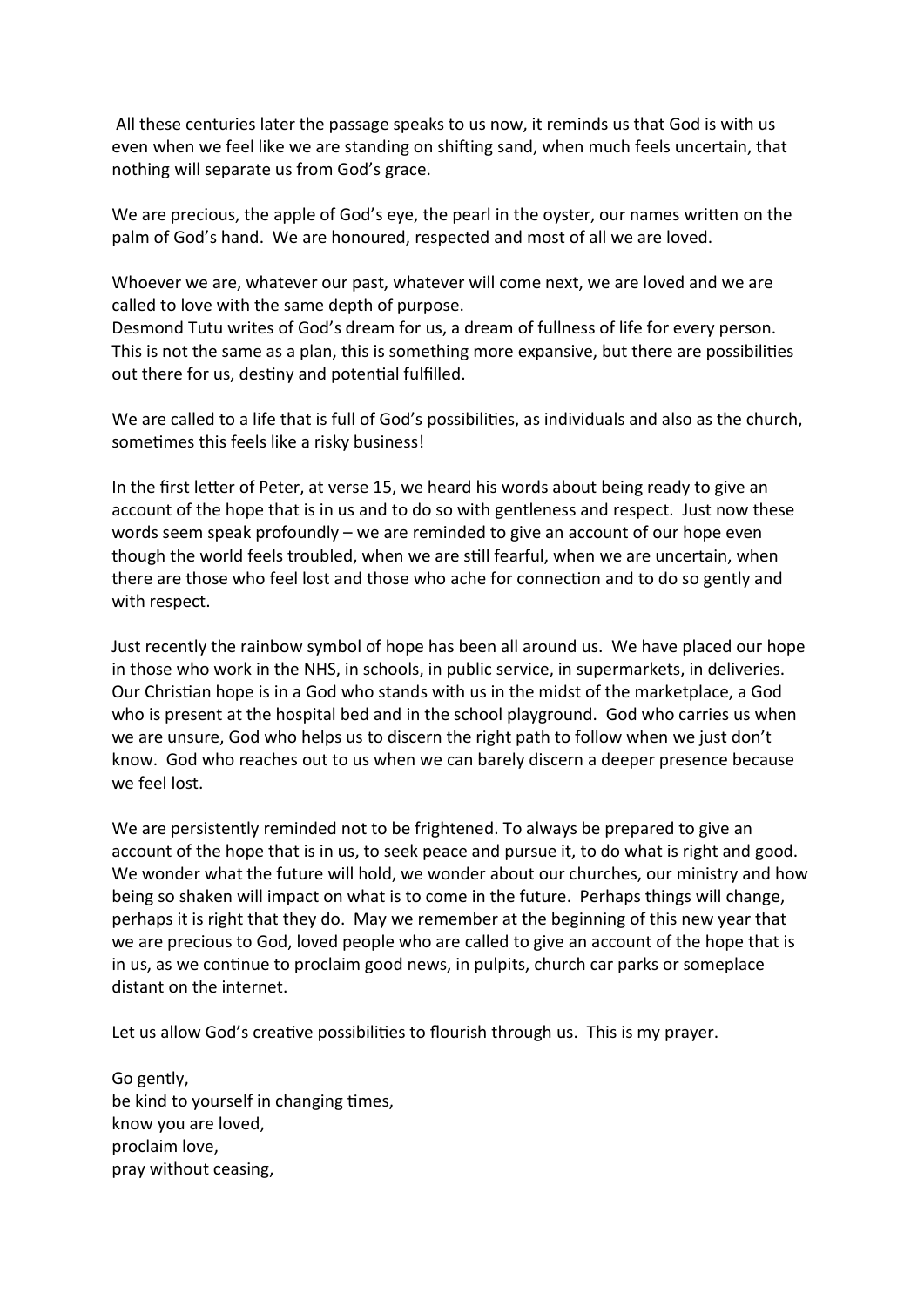All these centuries later the passage speaks to us now, it reminds us that God is with us even when we feel like we are standing on shifting sand, when much feels uncertain, that nothing will separate us from God's grace.

We are precious, the apple of God's eye, the pearl in the oyster, our names written on the palm of God's hand. We are honoured, respected and most of all we are loved.

Whoever we are, whatever our past, whatever will come next, we are loved and we are called to love with the same depth of purpose.
Desmond Tutu writes of God's dream for us, a dream of fullness of life for every person. This is not the same as a plan, this is something more expansive, but there are possibilities out there for us, destiny and potential fulfilled.

We are called to a life that is full of God's possibilities, as individuals and also as the church, sometimes this feels like a risky business!

In the first letter of Peter, at verse 15, we heard his words about being ready to give an account of the hope that is in us and to do so with gentleness and respect. Just now these words seem speak profoundly – we are reminded to give an account of our hope even though the world feels troubled, when we are still fearful, when we are uncertain, when there are those who feel lost and those who ache for connection and to do so gently and with respect.

Just recently the rainbow symbol of hope has been all around us. We have placed our hope in those who work in the NHS, in schools, in public service, in supermarkets, in deliveries. Our Christian hope is in a God who stands with us in the midst of the marketplace, a God who is present at the hospital bed and in the school playground. God who carries us when we are unsure, God who helps us to discern the right path to follow when we just don't know. God who reaches out to us when we can barely discern a deeper presence because we feel lost.

We are persistently reminded not to be frightened. To always be prepared to give an account of the hope that is in us, to seek peace and pursue it, to do what is right and good. We wonder what the future will hold, we wonder about our churches, our ministry and how being so shaken will impact on what is to come in the future. Perhaps things will change, perhaps it is right that they do. May we remember at the beginning of this new year that we are precious to God, loved people who are called to give an account of the hope that is in us, as we continue to proclaim good news, in pulpits, church car parks or someplace distant on the internet.

Let us allow God's creative possibilities to flourish through us. This is my prayer.

Go gently,
be kind to yourself in changing times,
know you are loved,
proclaim love,
pray without ceasing,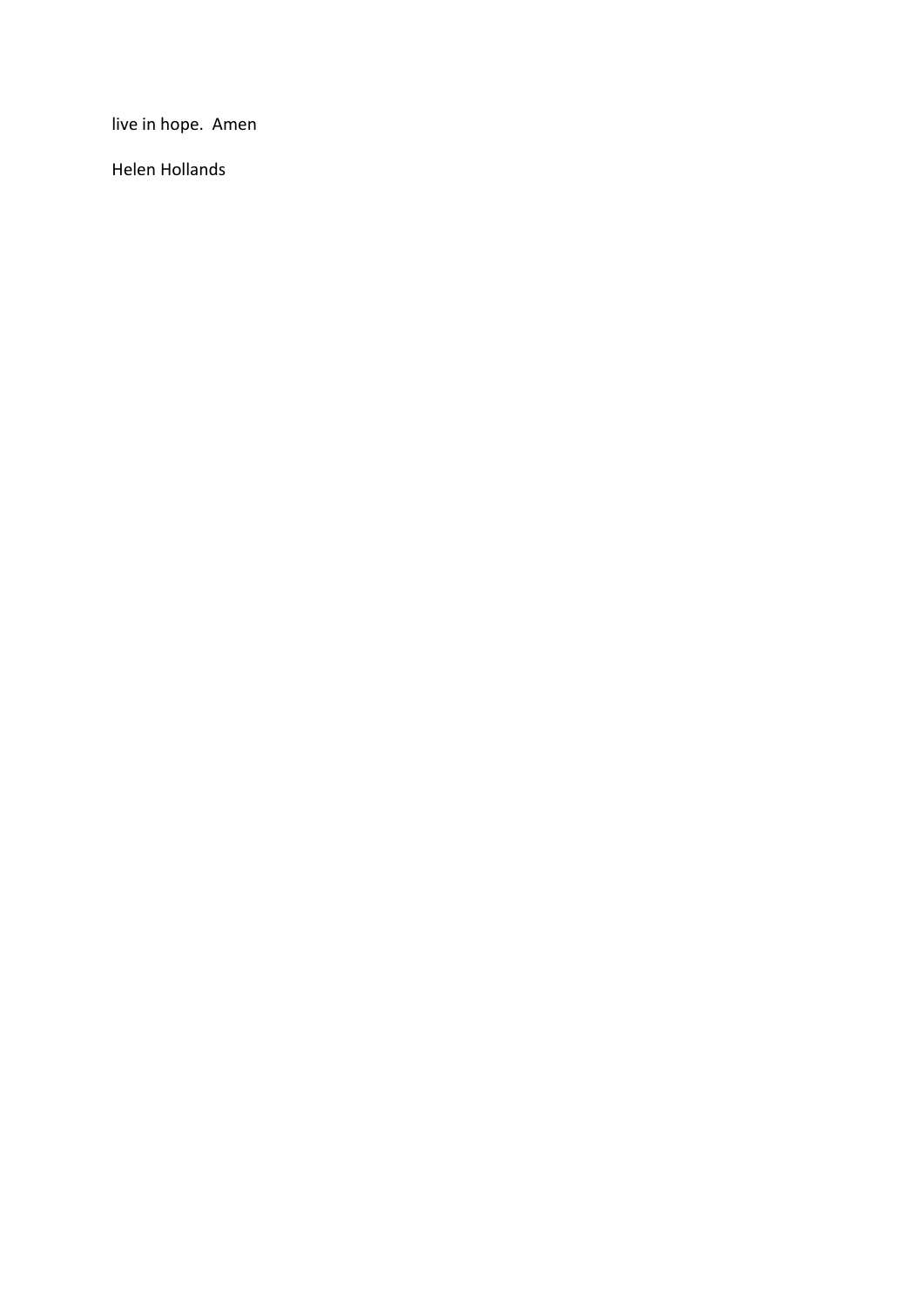live in hope.  Amen

Helen Hollands